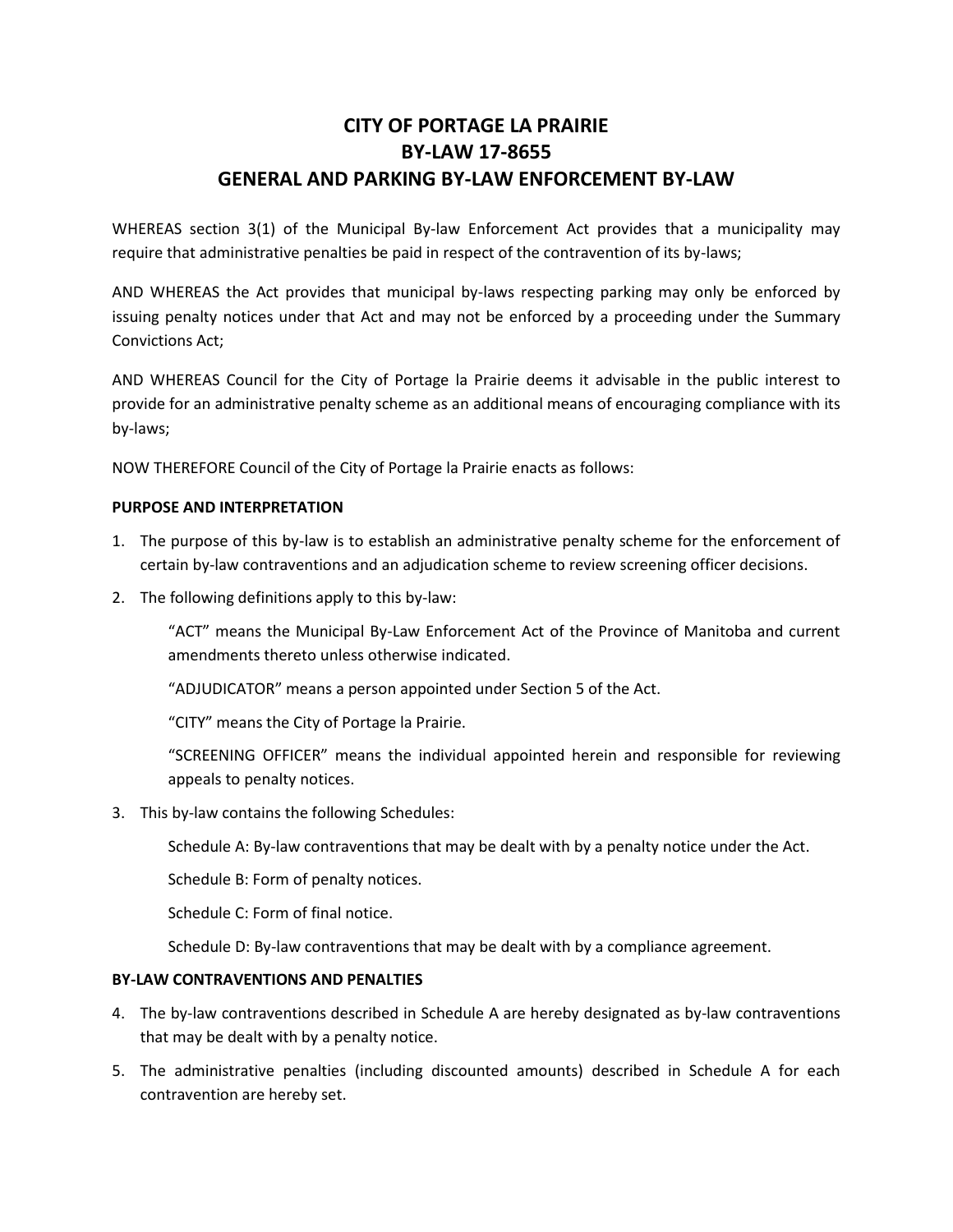# CITY OF PORTAGE LA PRAIRIE
# BY-LAW 17-8655
# GENERAL AND PARKING BY-LAW ENFORCEMENT BY-LAW

WHEREAS section 3(1) of the Municipal By-law Enforcement Act provides that a municipality may require that administrative penalties be paid in respect of the contravention of its by-laws;

AND WHEREAS the Act provides that municipal by-laws respecting parking may only be enforced by issuing penalty notices under that Act and may not be enforced by a proceeding under the Summary Convictions Act;

AND WHEREAS Council for the City of Portage la Prairie deems it advisable in the public interest to provide for an administrative penalty scheme as an additional means of encouraging compliance with its by-laws;

NOW THEREFORE Council of the City of Portage la Prairie enacts as follows:

**PURPOSE AND INTERPRETATION**

1. The purpose of this by-law is to establish an administrative penalty scheme for the enforcement of certain by-law contraventions and an adjudication scheme to review screening officer decisions.

2. The following definitions apply to this by-law:

   "ACT" means the Municipal By-Law Enforcement Act of the Province of Manitoba and current amendments thereto unless otherwise indicated.

   "ADJUDICATOR" means a person appointed under Section 5 of the Act.

   "CITY" means the City of Portage la Prairie.

   "SCREENING OFFICER" means the individual appointed herein and responsible for reviewing appeals to penalty notices.

3. This by-law contains the following Schedules:

   Schedule A: By-law contraventions that may be dealt with by a penalty notice under the Act.

   Schedule B: Form of penalty notices.

   Schedule C: Form of final notice.

   Schedule D: By-law contraventions that may be dealt with by a compliance agreement.

**BY-LAW CONTRAVENTIONS AND PENALTIES**

4. The by-law contraventions described in Schedule A are hereby designated as by-law contraventions that may be dealt with by a penalty notice.

5. The administrative penalties (including discounted amounts) described in Schedule A for each contravention are hereby set.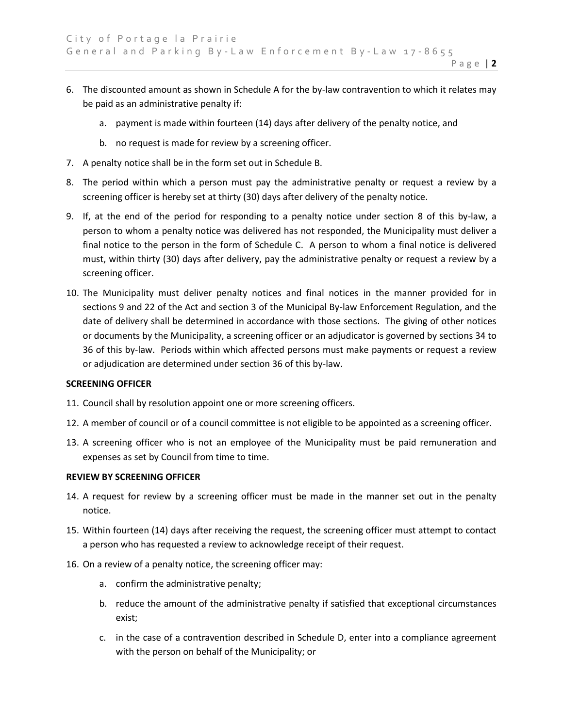6. The discounted amount as shown in Schedule A for the by-law contravention to which it relates may be paid as an administrative penalty if:

    a. payment is made within fourteen (14) days after delivery of the penalty notice, and

    b. no request is made for review by a screening officer.

7. A penalty notice shall be in the form set out in Schedule B.

8. The period within which a person must pay the administrative penalty or request a review by a screening officer is hereby set at thirty (30) days after delivery of the penalty notice.

9. If, at the end of the period for responding to a penalty notice under section 8 of this by-law, a person to whom a penalty notice was delivered has not responded, the Municipality must deliver a final notice to the person in the form of Schedule C. A person to whom a final notice is delivered must, within thirty (30) days after delivery, pay the administrative penalty or request a review by a screening officer.

10. The Municipality must deliver penalty notices and final notices in the manner provided for in sections 9 and 22 of the Act and section 3 of the Municipal By-law Enforcement Regulation, and the date of delivery shall be determined in accordance with those sections. The giving of other notices or documents by the Municipality, a screening officer or an adjudicator is governed by sections 34 to 36 of this by-law. Periods within which affected persons must make payments or request a review or adjudication are determined under section 36 of this by-law.

**SCREENING OFFICER**

11. Council shall by resolution appoint one or more screening officers.

12. A member of council or of a council committee is not eligible to be appointed as a screening officer.

13. A screening officer who is not an employee of the Municipality must be paid remuneration and expenses as set by Council from time to time.

**REVIEW BY SCREENING OFFICER**

14. A request for review by a screening officer must be made in the manner set out in the penalty notice.

15. Within fourteen (14) days after receiving the request, the screening officer must attempt to contact a person who has requested a review to acknowledge receipt of their request.

16. On a review of a penalty notice, the screening officer may:

    a. confirm the administrative penalty;

    b. reduce the amount of the administrative penalty if satisfied that exceptional circumstances exist;

    c. in the case of a contravention described in Schedule D, enter into a compliance agreement with the person on behalf of the Municipality; or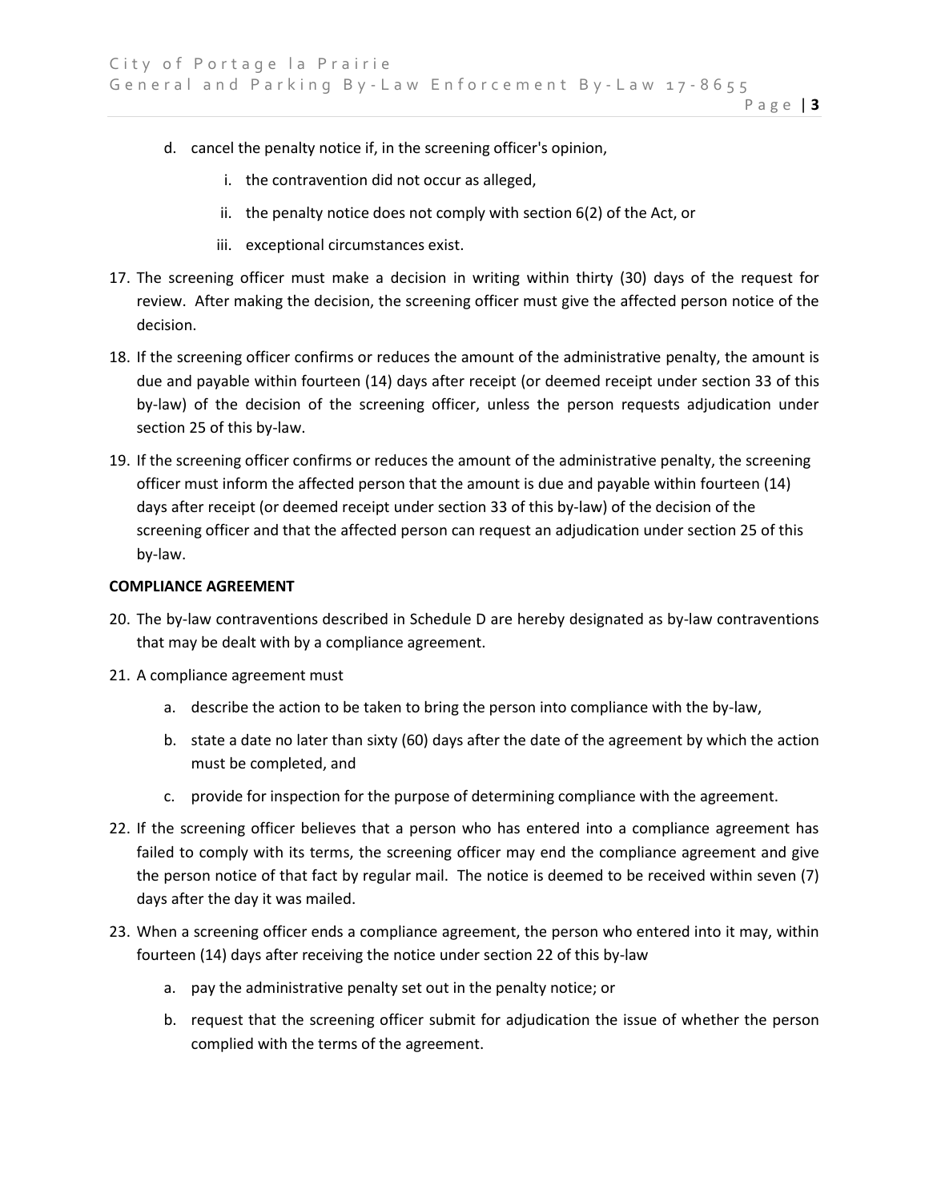d. cancel the penalty notice if, in the screening officer's opinion,
    i. the contravention did not occur as alleged,
    ii. the penalty notice does not comply with section 6(2) of the Act, or
    iii. exceptional circumstances exist.

17. The screening officer must make a decision in writing within thirty (30) days of the request for review. After making the decision, the screening officer must give the affected person notice of the decision.

18. If the screening officer confirms or reduces the amount of the administrative penalty, the amount is due and payable within fourteen (14) days after receipt (or deemed receipt under section 33 of this by-law) of the decision of the screening officer, unless the person requests adjudication under section 25 of this by-law.

19. If the screening officer confirms or reduces the amount of the administrative penalty, the screening officer must inform the affected person that the amount is due and payable within fourteen (14) days after receipt (or deemed receipt under section 33 of this by-law) of the decision of the screening officer and that the affected person can request an adjudication under section 25 of this by-law.

**COMPLIANCE AGREEMENT**

20. The by-law contraventions described in Schedule D are hereby designated as by-law contraventions that may be dealt with by a compliance agreement.

21. A compliance agreement must
    a. describe the action to be taken to bring the person into compliance with the by-law,
    b. state a date no later than sixty (60) days after the date of the agreement by which the action must be completed, and
    c. provide for inspection for the purpose of determining compliance with the agreement.

22. If the screening officer believes that a person who has entered into a compliance agreement has failed to comply with its terms, the screening officer may end the compliance agreement and give the person notice of that fact by regular mail. The notice is deemed to be received within seven (7) days after the day it was mailed.

23. When a screening officer ends a compliance agreement, the person who entered into it may, within fourteen (14) days after receiving the notice under section 22 of this by-law
    a. pay the administrative penalty set out in the penalty notice; or
    b. request that the screening officer submit for adjudication the issue of whether the person complied with the terms of the agreement.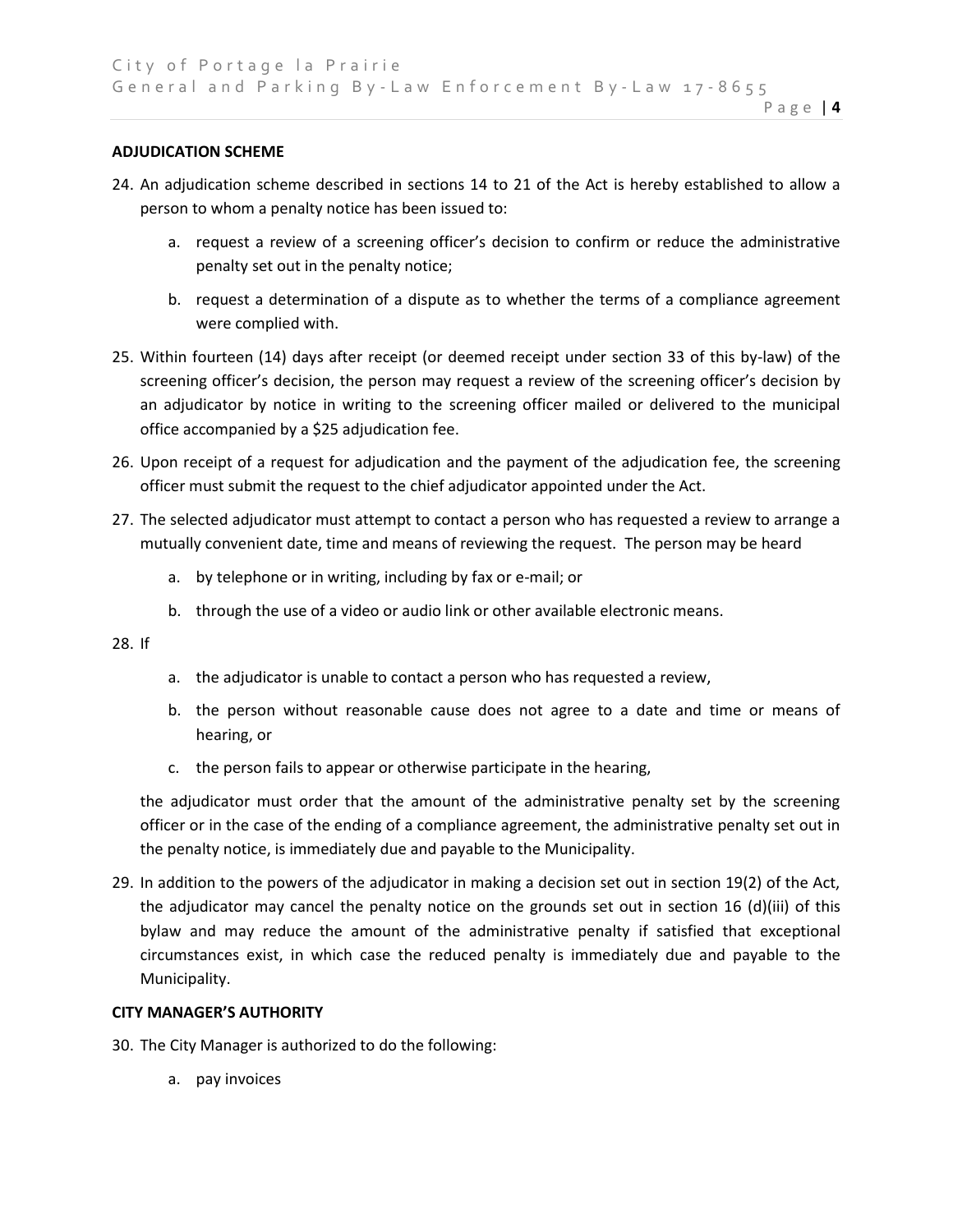**ADJUDICATION SCHEME**

24. An adjudication scheme described in sections 14 to 21 of the Act is hereby established to allow a person to whom a penalty notice has been issued to:

    a. request a review of a screening officer's decision to confirm or reduce the administrative penalty set out in the penalty notice;

    b. request a determination of a dispute as to whether the terms of a compliance agreement were complied with.

25. Within fourteen (14) days after receipt (or deemed receipt under section 33 of this by-law) of the screening officer's decision, the person may request a review of the screening officer's decision by an adjudicator by notice in writing to the screening officer mailed or delivered to the municipal office accompanied by a $25 adjudication fee.

26. Upon receipt of a request for adjudication and the payment of the adjudication fee, the screening officer must submit the request to the chief adjudicator appointed under the Act.

27. The selected adjudicator must attempt to contact a person who has requested a review to arrange a mutually convenient date, time and means of reviewing the request. The person may be heard

    a. by telephone or in writing, including by fax or e-mail; or

    b. through the use of a video or audio link or other available electronic means.

28. If

    a. the adjudicator is unable to contact a person who has requested a review,

    b. the person without reasonable cause does not agree to a date and time or means of hearing, or

    c. the person fails to appear or otherwise participate in the hearing,

    the adjudicator must order that the amount of the administrative penalty set by the screening officer or in the case of the ending of a compliance agreement, the administrative penalty set out in the penalty notice, is immediately due and payable to the Municipality.

29. In addition to the powers of the adjudicator in making a decision set out in section 19(2) of the Act, the adjudicator may cancel the penalty notice on the grounds set out in section 16 (d)(iii) of this bylaw and may reduce the amount of the administrative penalty if satisfied that exceptional circumstances exist, in which case the reduced penalty is immediately due and payable to the Municipality.

**CITY MANAGER'S AUTHORITY**

30. The City Manager is authorized to do the following:

    a. pay invoices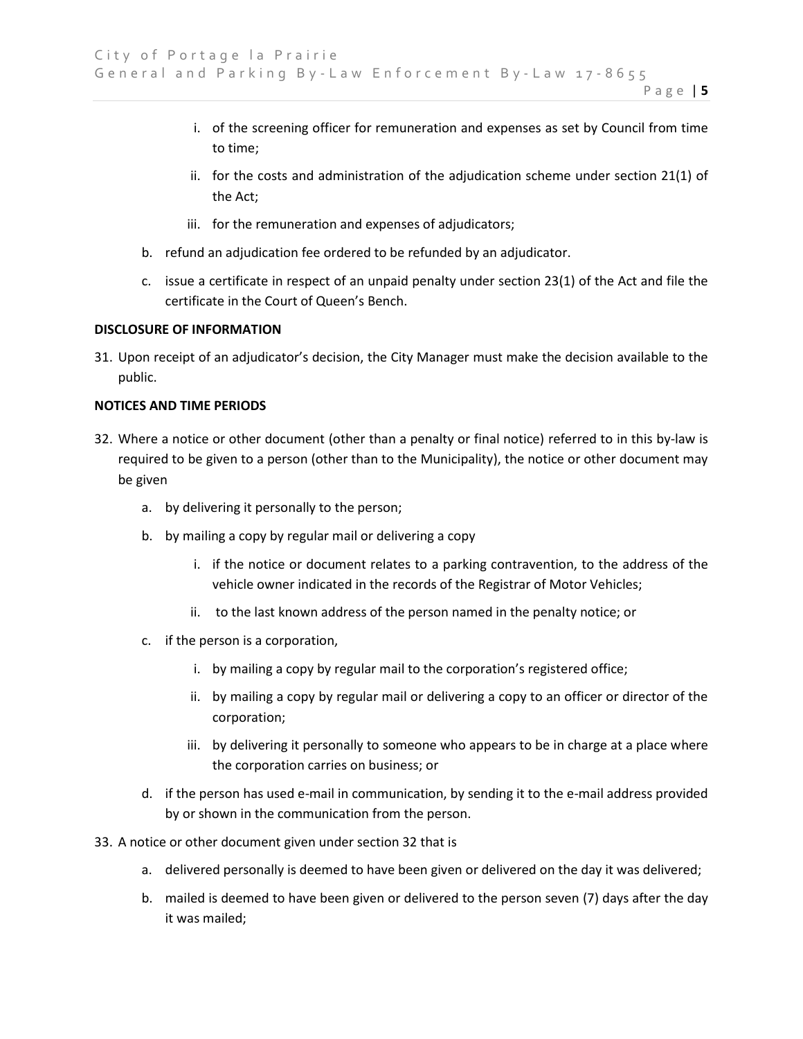i. of the screening officer for remuneration and expenses as set by Council from time to time;
   ii. for the costs and administration of the adjudication scheme under section 21(1) of the Act;
   iii. for the remuneration and expenses of adjudicators;

b. refund an adjudication fee ordered to be refunded by an adjudicator.

c. issue a certificate in respect of an unpaid penalty under section 23(1) of the Act and file the certificate in the Court of Queen's Bench.

**DISCLOSURE OF INFORMATION**

31. Upon receipt of an adjudicator's decision, the City Manager must make the decision available to the public.

**NOTICES AND TIME PERIODS**

32. Where a notice or other document (other than a penalty or final notice) referred to in this by-law is required to be given to a person (other than to the Municipality), the notice or other document may be given
    a. by delivering it personally to the person;
    b. by mailing a copy by regular mail or delivering a copy
       i. if the notice or document relates to a parking contravention, to the address of the vehicle owner indicated in the records of the Registrar of Motor Vehicles;
       ii. to the last known address of the person named in the penalty notice; or
    c. if the person is a corporation,
       i. by mailing a copy by regular mail to the corporation's registered office;
       ii. by mailing a copy by regular mail or delivering a copy to an officer or director of the corporation;
       iii. by delivering it personally to someone who appears to be in charge at a place where the corporation carries on business; or
    d. if the person has used e-mail in communication, by sending it to the e-mail address provided by or shown in the communication from the person.

33. A notice or other document given under section 32 that is
    a. delivered personally is deemed to have been given or delivered on the day it was delivered;
    b. mailed is deemed to have been given or delivered to the person seven (7) days after the day it was mailed;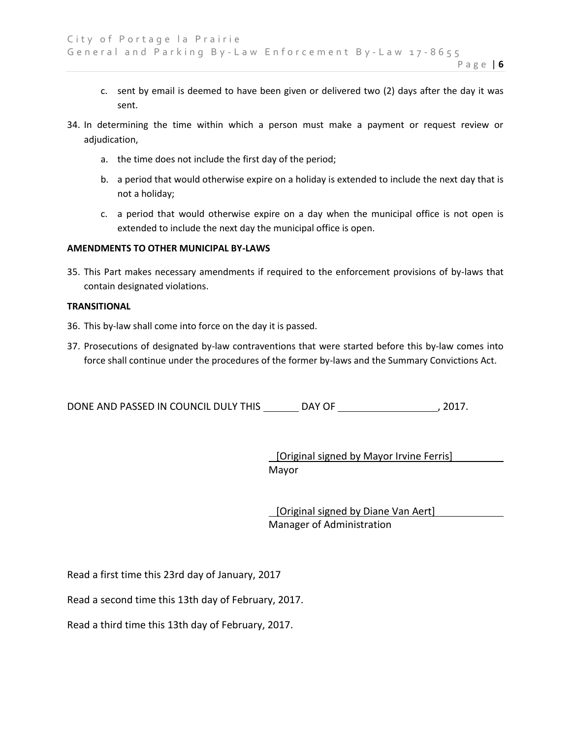c. sent by email is deemed to have been given or delivered two (2) days after the day it was sent.

34. In determining the time within which a person must make a payment or request review or adjudication,

    a. the time does not include the first day of the period;

    b. a period that would otherwise expire on a holiday is extended to include the next day that is not a holiday;

    c. a period that would otherwise expire on a day when the municipal office is not open is extended to include the next day the municipal office is open.

**AMENDMENTS TO OTHER MUNICIPAL BY-LAWS**

35. This Part makes necessary amendments if required to the enforcement provisions of by-laws that contain designated violations.

**TRANSITIONAL**

36. This by-law shall come into force on the day it is passed.

37. Prosecutions of designated by-law contraventions that were started before this by-law comes into force shall continue under the procedures of the former by-laws and the Summary Convictions Act.

DONE AND PASSED IN COUNCIL DULY THIS _______ DAY OF __________________, 2017.

[Original signed by Mayor Irvine Ferris]
Mayor

[Original signed by Diane Van Aert]
Manager of Administration

Read a first time this 23rd day of January, 2017

Read a second time this 13th day of February, 2017.

Read a third time this 13th day of February, 2017.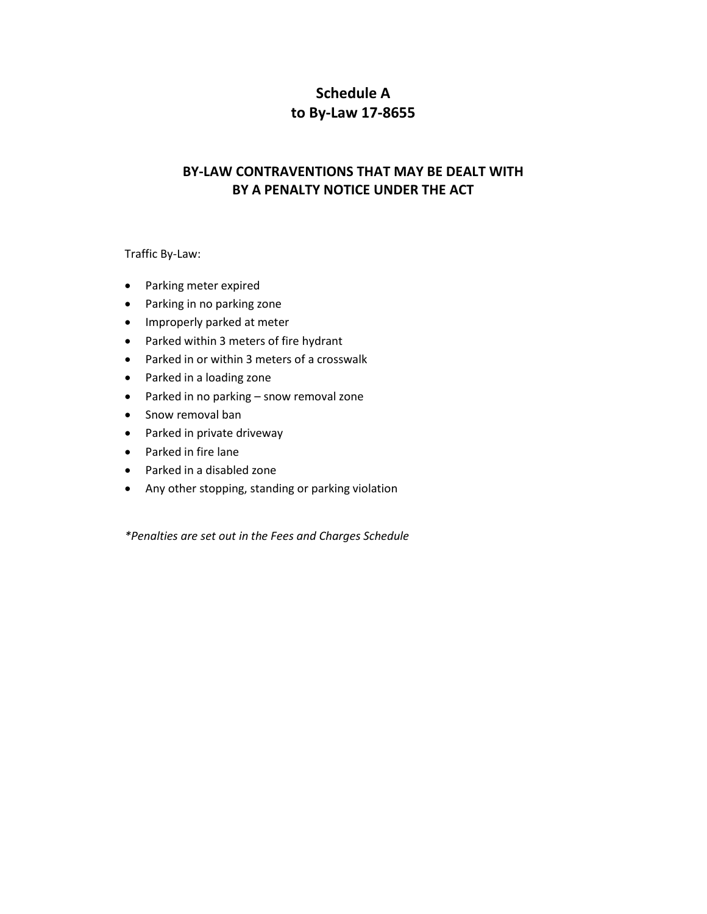# Schedule A
# to By-Law 17-8655

## BY-LAW CONTRAVENTIONS THAT MAY BE DEALT WITH BY A PENALTY NOTICE UNDER THE ACT

Traffic By-Law:

- Parking meter expired
- Parking in no parking zone
- Improperly parked at meter
- Parked within 3 meters of fire hydrant
- Parked in or within 3 meters of a crosswalk
- Parked in a loading zone
- Parked in no parking – snow removal zone
- Snow removal ban
- Parked in private driveway
- Parked in fire lane
- Parked in a disabled zone
- Any other stopping, standing or parking violation

*\*Penalties are set out in the Fees and Charges Schedule*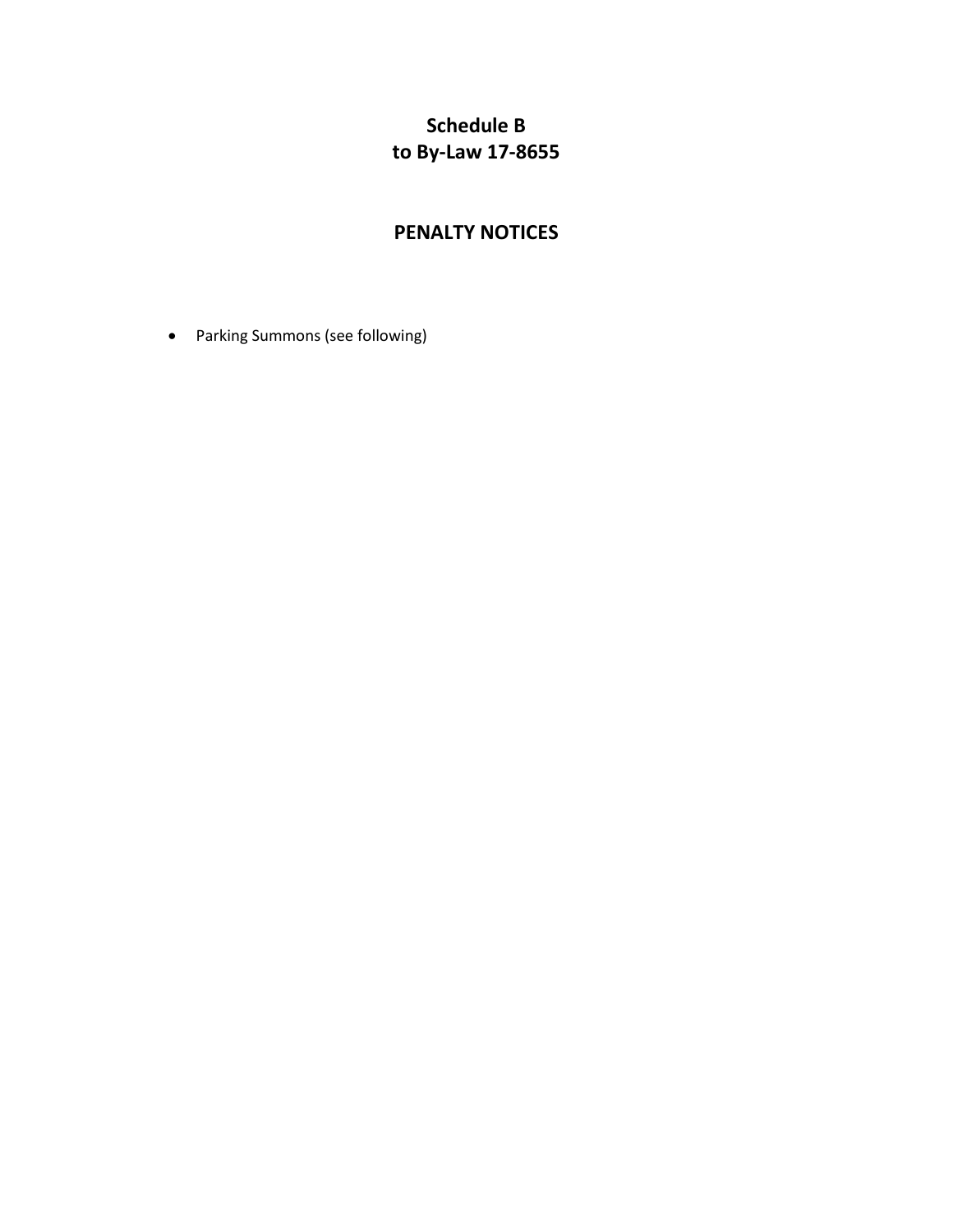# Schedule B
# to By-Law 17-8655

## PENALTY NOTICES

- Parking Summons (see following)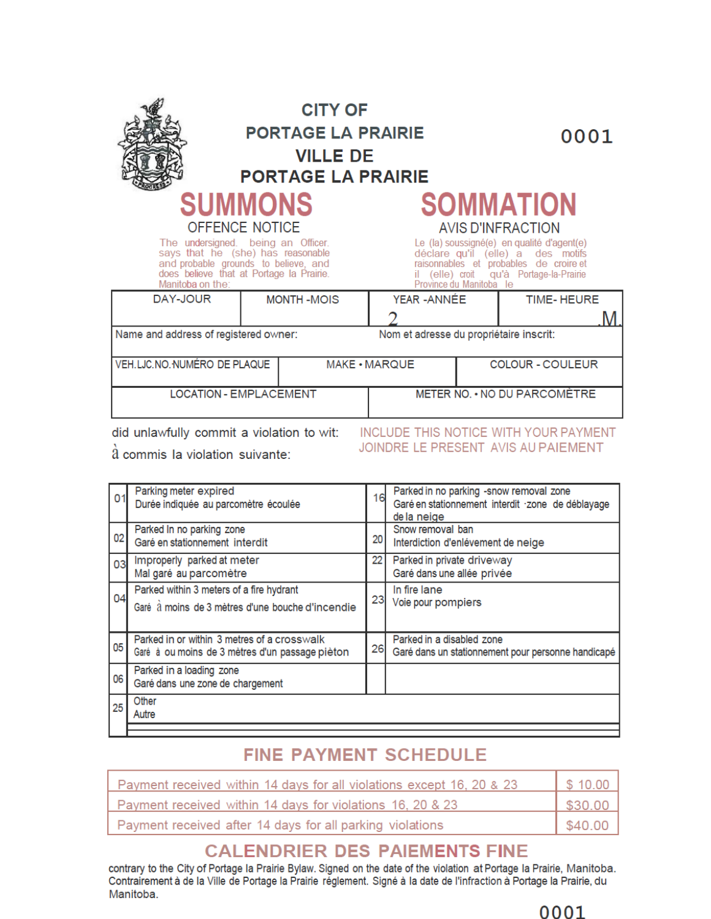# CITY OF PORTAGE LA PRAIRIE
# VILLE DE PORTAGE LA PRAIRIE

0001

## SUMMONS — SOMMATION

OFFENCE NOTICE — AVIS D'INFRACTION

The undersigned. being an Officer. says that he (she) has reasonable and probable grounds to believe, and does believe that at Portage la Prairie. Manitoba on the:

Le (la) soussigné(e) en qualité d'agent(e) déclare qu'il (elle) a des motifs raisonnables et probables de croire et il (elle) croit qu'à Portage-la-Prairie Province du Manitoba le

| DAY-JOUR | MONTH -MOIS | YEAR -ANNÉE | TIME- HEURE |
|---|---|---|---|
| | | 2 | .M. |

| Name and address of registered owner: | Nom et adresse du propriétaire inscrit: |
|---|---|
| | |

| VEH.LJC.NO.NUMÉRO DE PLAQUE | MAKE • MARQUE | COLOUR - COULEUR |
|---|---|---|
| | | |

| LOCATION - EMPLACEMENT | METER NO. • NO DU PARCOMÈTRE |
|---|---|
| | |

did unlawfully commit a violation to wit:
à commis la violation suivante:

INCLUDE THIS NOTICE WITH YOUR PAYMENT
JOINDRE LE PRESENT AVIS AU PAIEMENT

| | | | |
|---|---|---|---|
| 01 | Parking meter expired<br>Durée indiquée au parcomètre écoulée | 16 | Parked in no parking -snow removal zone<br>Garé en stationnement interdit ·zone de déblayage de la neige |
| 02 | Parked In no parking zone<br>Garé en stationnement interdit | 20 | Snow removal ban<br>Interdiction d'enlèvement de neige |
| 03 | Improperly parked at meter<br>Mal garé au parcomètre | 22 | Parked in private driveway<br>Garé dans une allée privée |
| 04 | Parked within 3 meters of a fire hydrant<br>Garé à moins de 3 mètres d'une bouche d'incendie | 23 | In fire lane<br>Voie pour pompiers |
| 05 | Parked in or within 3 metres of a crosswalk<br>Garé à ou moins de 3 mètres d'un passage pièton | 26 | Parked in a disabled zone<br>Garé dans un stationnement pour personne handicapé |
| 06 | Parked in a loading zone<br>Garé dans une zone de chargement | | |
| 25 | Other<br>Autre | | |

## FINE PAYMENT SCHEDULE

| | |
|---|---|
| Payment received within 14 days for all violations except 16, 20 & 23 | $ 10.00 |
| Payment received within 14 days for violations 16, 20 & 23 | $30.00 |
| Payment received after 14 days for all parking violations | $40.00 |

## CALENDRIER DES PAIEMENTS FINE

contrary to the City of Portage la Prairie Bylaw. Signed on the date of the violation at Portage la Prairie, Manitoba.
Contrairement à de la Ville de Portage la Prairie réglement. Signé à la date de l'infraction à Portage la Prairie, du Manitoba.

0001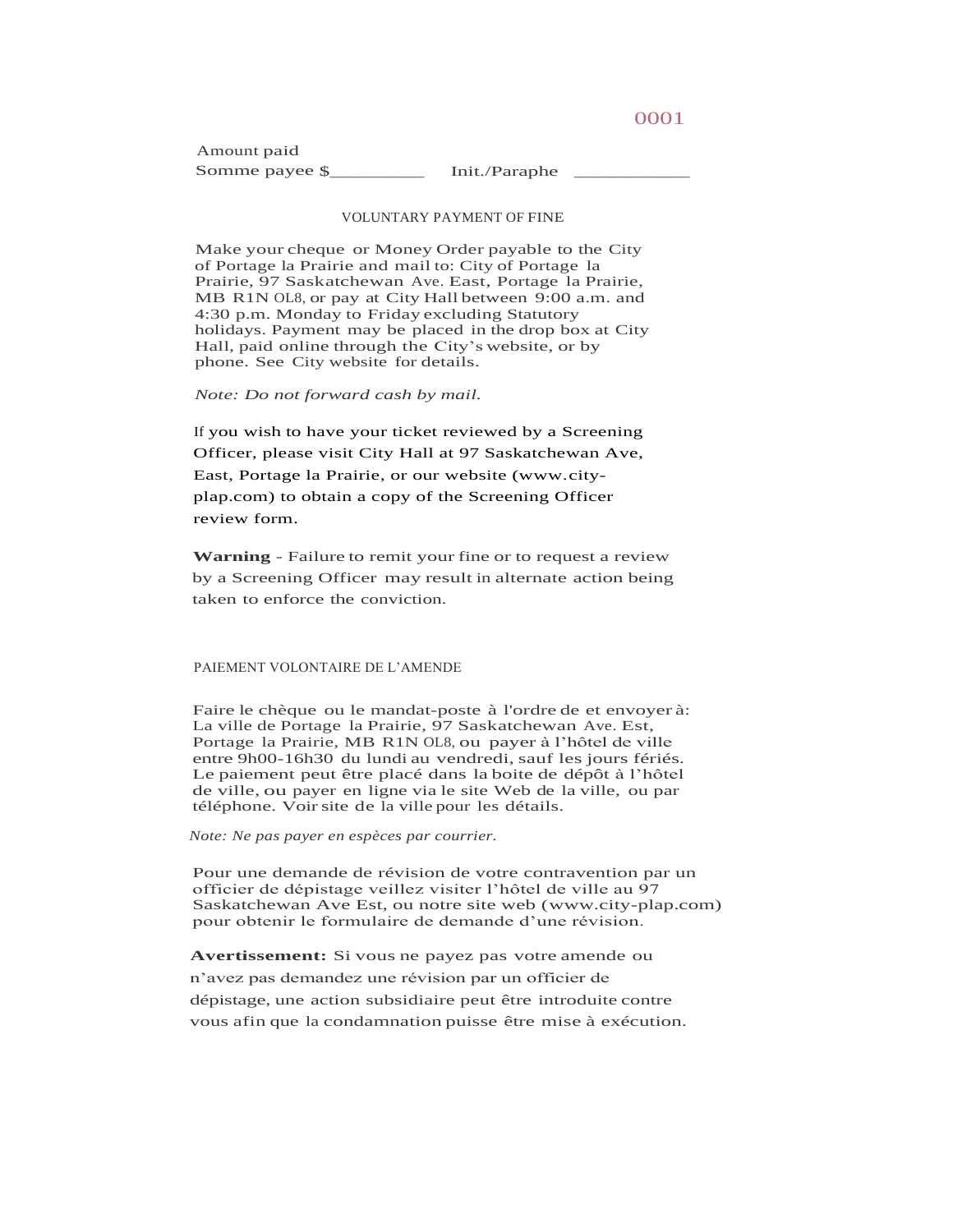0001

Amount paid
Somme payee $__________ Init./Paraphe ____________

## VOLUNTARY PAYMENT OF FINE

Make your cheque or Money Order payable to the City of Portage la Prairie and mail to: City of Portage la Prairie, 97 Saskatchewan Ave. East, Portage la Prairie, MB R1N OL8, or pay at City Hall between 9:00 a.m. and 4:30 p.m. Monday to Friday excluding Statutory holidays. Payment may be placed in the drop box at City Hall, paid online through the City's website, or by phone. See City website for details.

*Note: Do not forward cash by mail.*

If you wish to have your ticket reviewed by a Screening Officer, please visit City Hall at 97 Saskatchewan Ave, East, Portage la Prairie, or our website (www.city-plap.com) to obtain a copy of the Screening Officer review form.

**Warning** - Failure to remit your fine or to request a review by a Screening Officer may result in alternate action being taken to enforce the conviction.

## PAIEMENT VOLONTAIRE DE L'AMENDE

Faire le chèque ou le mandat-poste à l'ordre de et envoyer à: La ville de Portage la Prairie, 97 Saskatchewan Ave. Est, Portage la Prairie, MB R1N OL8, ou payer à l'hôtel de ville entre 9h00-16h30 du lundi au vendredi, sauf les jours fériés. Le paiement peut être placé dans la boite de dépôt à l'hôtel de ville, ou payer en ligne via le site Web de la ville, ou par téléphone. Voir site de la ville pour les détails.

*Note: Ne pas payer en espèces par courrier.*

Pour une demande de révision de votre contravention par un officier de dépistage veillez visiter l'hôtel de ville au 97 Saskatchewan Ave Est, ou notre site web (www.city-plap.com) pour obtenir le formulaire de demande d'une révision.

**Avertissement:** Si vous ne payez pas votre amende ou n'avez pas demandez une révision par un officier de dépistage, une action subsidiaire peut être introduite contre vous afin que la condamnation puisse être mise à exécution.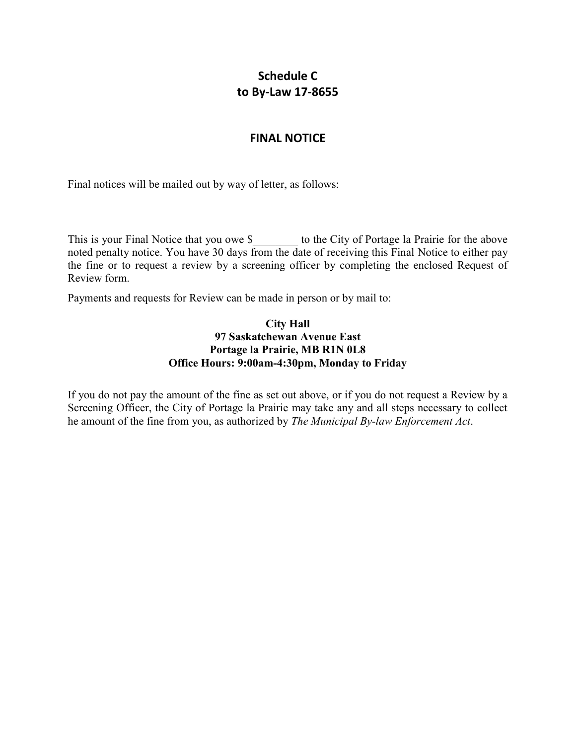# Schedule C
# to By-Law 17-8655

## FINAL NOTICE

Final notices will be mailed out by way of letter, as follows:

This is your Final Notice that you owe $________ to the City of Portage la Prairie for the above noted penalty notice. You have 30 days from the date of receiving this Final Notice to either pay the fine or to request a review by a screening officer by completing the enclosed Request of Review form.

Payments and requests for Review can be made in person or by mail to:

**City Hall**
**97 Saskatchewan Avenue East**
**Portage la Prairie, MB R1N 0L8**
**Office Hours: 9:00am-4:30pm, Monday to Friday**

If you do not pay the amount of the fine as set out above, or if you do not request a Review by a Screening Officer, the City of Portage la Prairie may take any and all steps necessary to collect he amount of the fine from you, as authorized by *The Municipal By-law Enforcement Act*.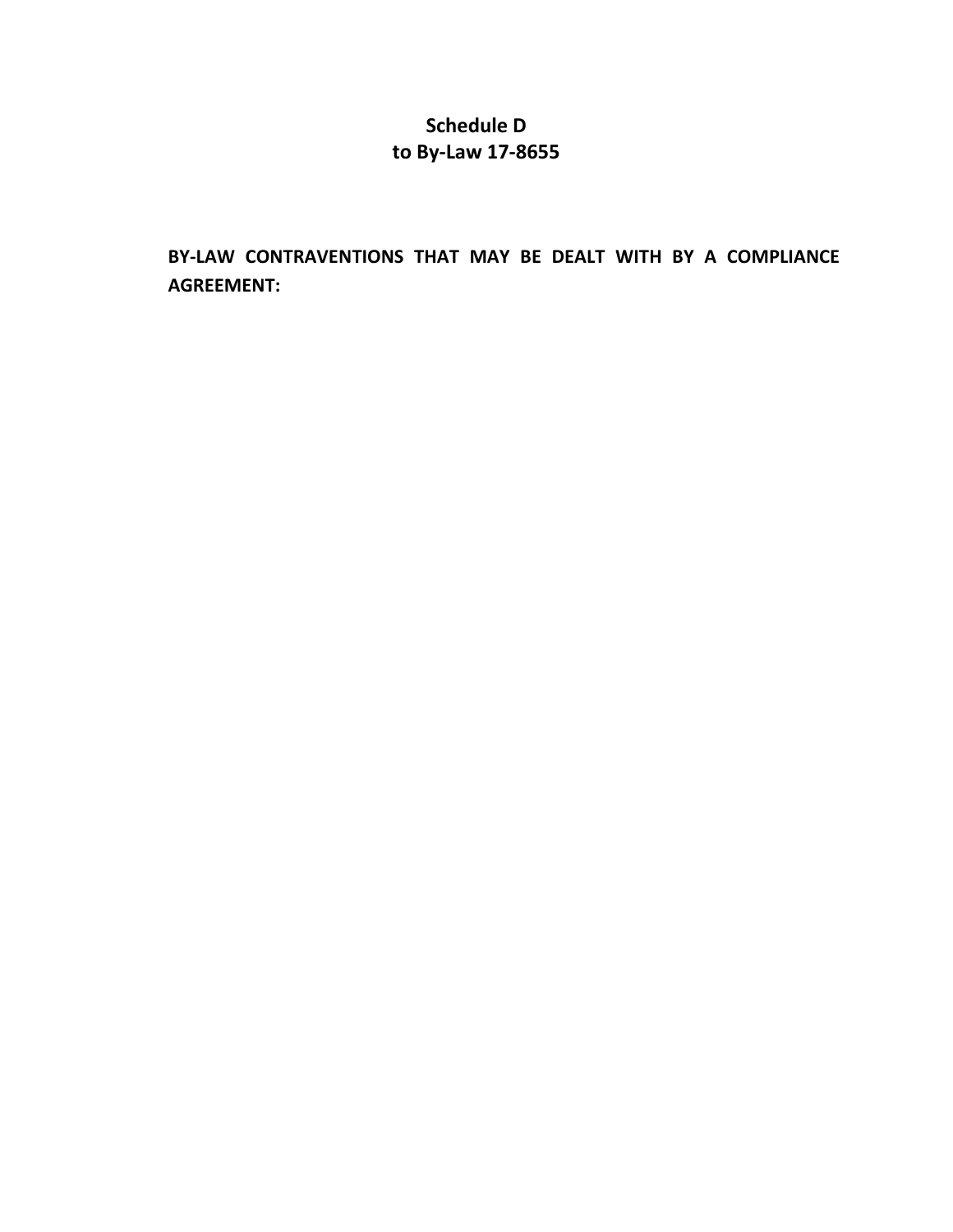# Schedule D
# to By-Law 17-8655

**BY-LAW CONTRAVENTIONS THAT MAY BE DEALT WITH BY A COMPLIANCE AGREEMENT:**